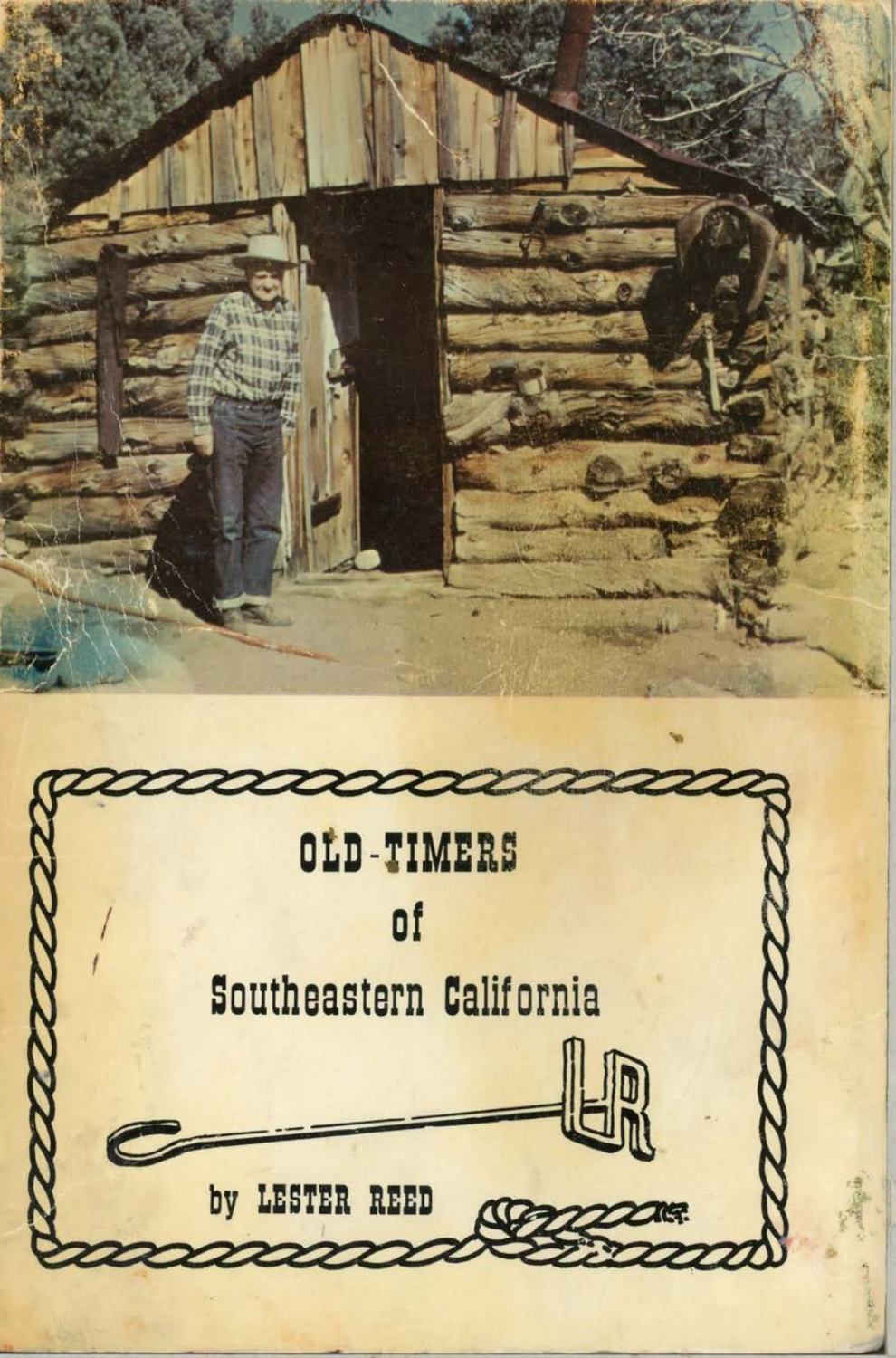# OLD-TIMERS of Southeastern California

by LESTER REED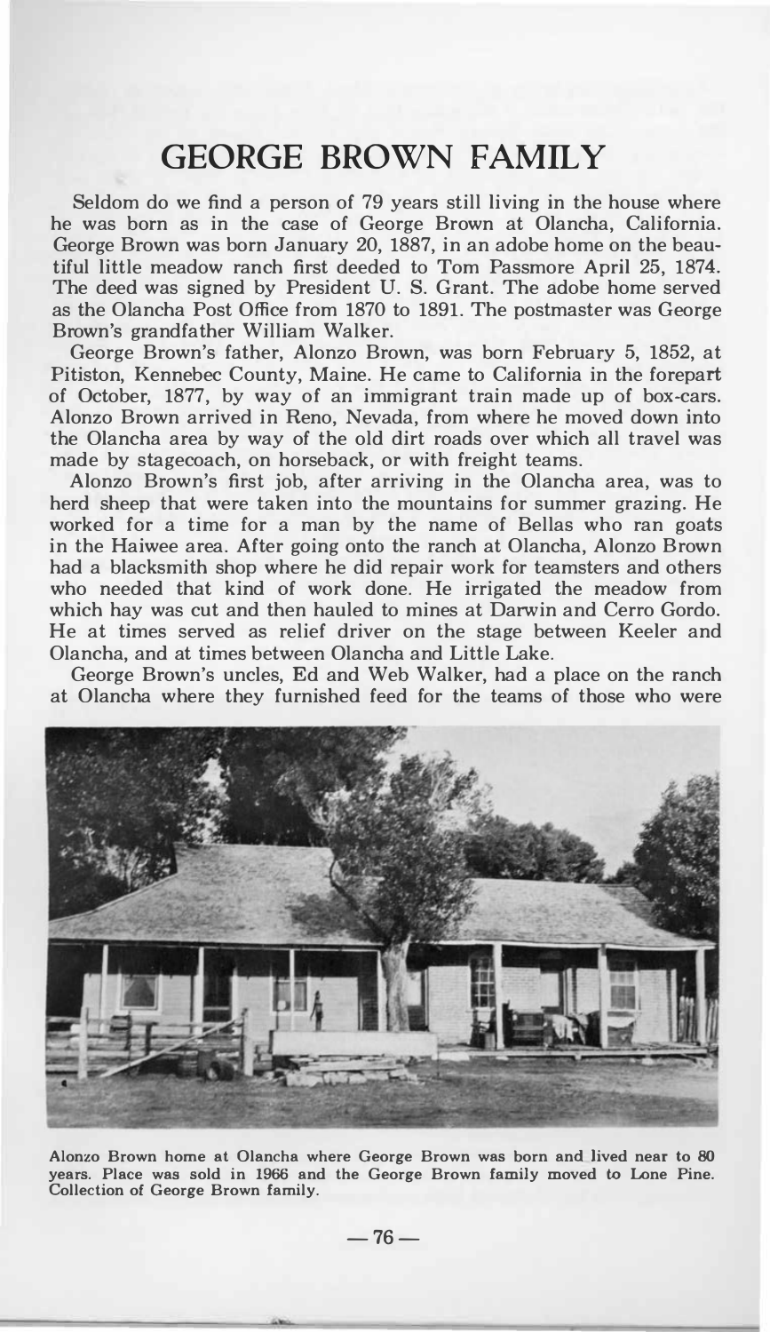# GEORGE BROWN FAMILY

Seldom do we find a person of 79 years still living in the house where he was born as in the case of George Brown at Olancha, California. George Brown was born January 20, 1887, in an adobe home on the beautiful little meadow ranch first deeded to Tom Passmore April 25, 1874. The deed was signed by President U. S. Grant. The adobe home served as the Olancha Post Office from 1870 to 1891. The postmaster was George Brown's grandfather William Walker.

George Brown's father, Alonzo Brown, was born February 5, 1852, at Pitiston, Kennebec County, Maine. He came to California in the forepart of October, 1877, by way of an immigrant train made up of box-cars. Alonzo Brown arrived in Reno, Nevada, from where he moved down into the Olancha area by way of the old dirt roads over which all travel was made by stagecoach, on horseback, or with freight teams.

Alonzo Brown's first job, after arriving in the Olancha area, was to herd sheep that were taken into the mountains for summer grazing. He worked for a time for a man by the name of Bellas who ran goats in the Haiwee area. After going onto the ranch at Olancha, Alonzo Brown had a blacksmith shop where he did repair work for teamsters and others who needed that kind of work done. He irrigated the meadow from which hay was cut and then hauled to mines at Darwin and Cerro Gordo. He at times served as relief driver on the stage between Keeler and Olancha, and at times between Olancha and Little Lake.

George Brown's uncles, Ed and Web Walker, had a place on the ranch at Olancha where they furnished feed for the teams of those who were

Alonzo Brown home at Olancha where George Brown was born and lived near to 80 years. Place was sold in 1966 and the George Brown family moved to Lone Pine. Collection of George Brown family.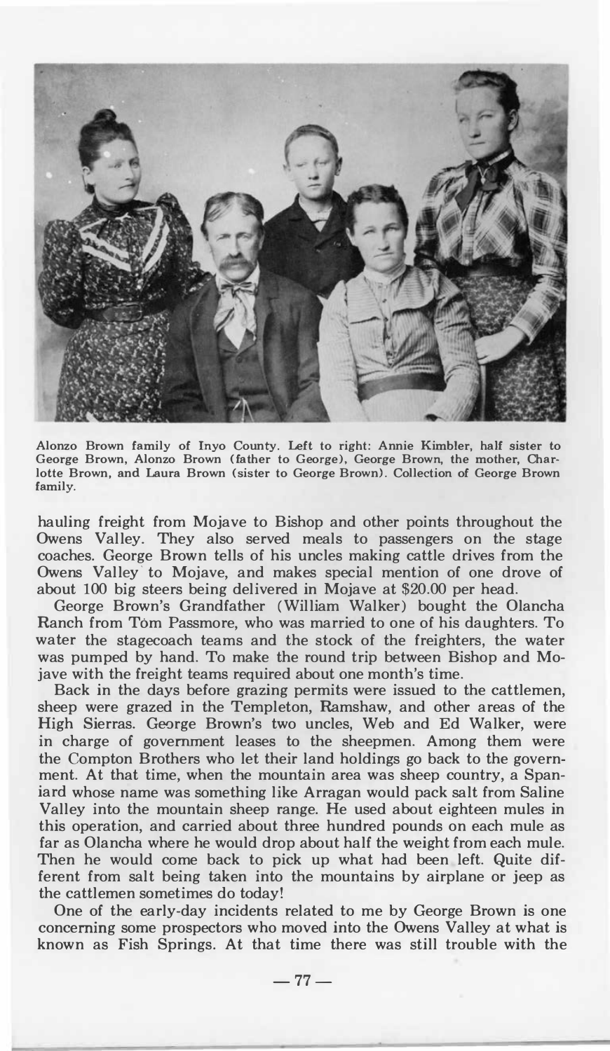Alonzo Brown family of Inyo County. Left to right: Annie Kimbler, half sister to George Brown, Alonzo Brown (father to George), George Brown, the mother, Charlotte Brown, and Laura Brown (sister to George Brown). Collection of George Brown family.

hauling freight from Mojave to Bishop and other points throughout the Owens Valley. They also served meals to passengers on the stage coaches. George Brown tells of his uncles making cattle drives from the Owens Valley to Mojave, and makes special mention of one drove of about 100 big steers being delivered in Mojave at $20.00 per head.

George Brown's Grandfather (William Walker) bought the Olancha Ranch from Tom Passmore, who was married to one of his daughters. To water the stagecoach teams and the stock of the freighters, the water was pumped by hand. To make the round trip between Bishop and Mojave with the freight teams required about one month's time.

Back in the days before grazing permits were issued to the cattlemen, sheep were grazed in the Templeton, Ramshaw, and other areas of the High Sierras. George Brown's two uncles, Web and Ed Walker, were in charge of government leases to the sheepmen. Among them were the Compton Brothers who let their land holdings go back to the government. At that time, when the mountain area was sheep country, a Spaniard whose name was something like Arragan would pack salt from Saline Valley into the mountain sheep range. He used about eighteen mules in this operation, and carried about three hundred pounds on each mule as far as Olancha where he would drop about half the weight from each mule. Then he would come back to pick up what had been left. Quite different from salt being taken into the mountains by airplane or jeep as the cattlemen sometimes do today!

One of the early-day incidents related to me by George Brown is one concerning some prospectors who moved into the Owens Valley at what is known as Fish Springs. At that time there was still trouble with the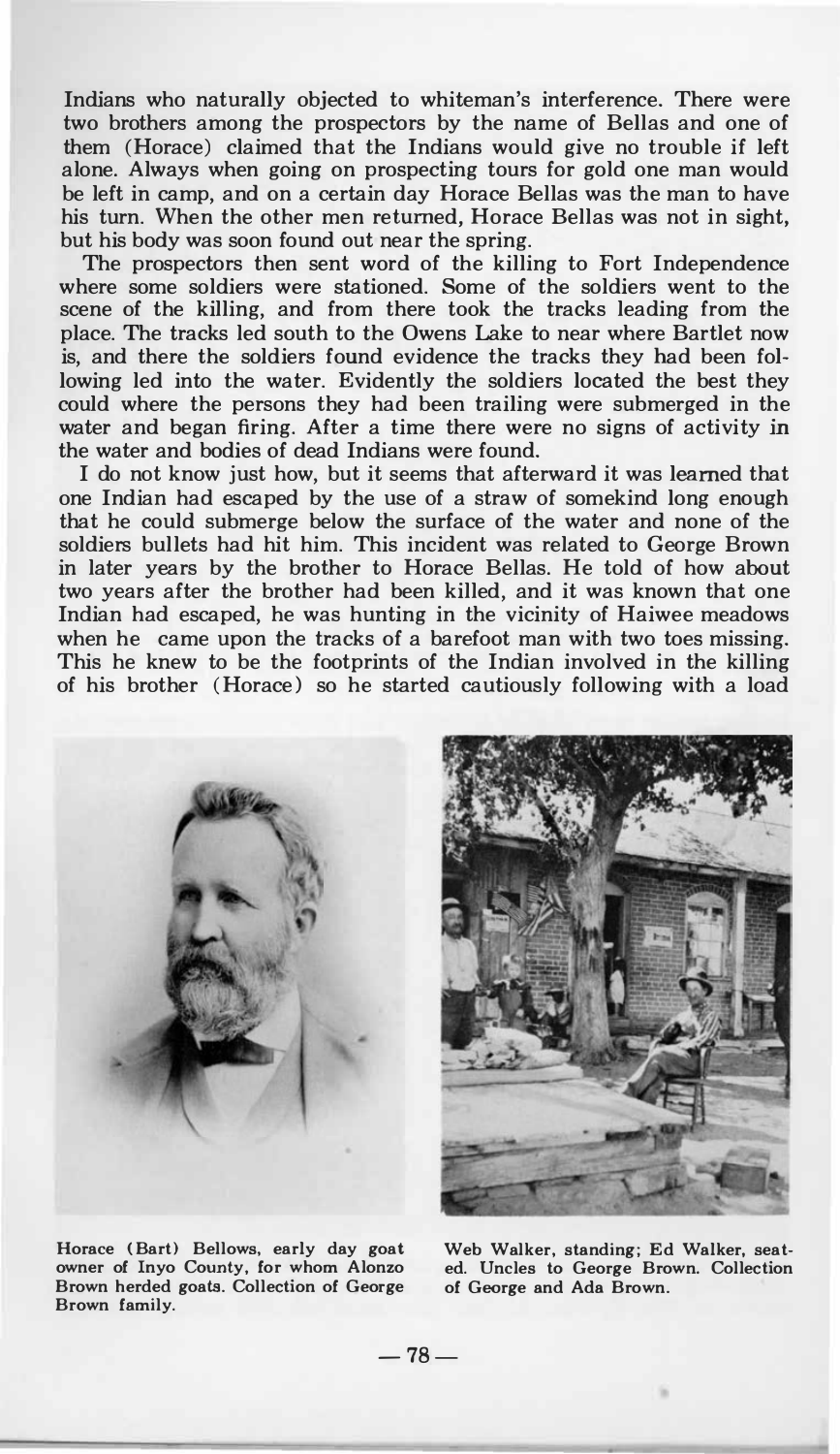Indians who naturally objected to whiteman's interference. There were two brothers among the prospectors by the name of Bellas and one of them (Horace) claimed that the Indians would give no trouble if left alone. Always when going on prospecting tours for gold one man would be left in camp, and on a certain day Horace Bellas was the man to have his turn. When the other men returned, Horace Bellas was not in sight, but his body was soon found out near the spring.

The prospectors then sent word of the killing to Fort Independence where some soldiers were stationed. Some of the soldiers went to the scene of the killing, and from there took the tracks leading from the place. The tracks led south to the Owens Lake to near where Bartlet now is, and there the soldiers found evidence the tracks they had been following led into the water. Evidently the soldiers located the best they could where the persons they had been trailing were submerged in the water and began firing. After a time there were no signs of activity in the water and bodies of dead Indians were found.

I do not know just how, but it seems that afterward it was learned that one Indian had escaped by the use of a straw of somekind long enough that he could submerge below the surface of the water and none of the soldiers bullets had hit him. This incident was related to George Brown in later years by the brother to Horace Bellas. He told of how about two years after the brother had been killed, and it was known that one Indian had escaped, he was hunting in the vicinity of Haiwee meadows when he came upon the tracks of a barefoot man with two toes missing. This he knew to be the footprints of the Indian involved in the killing of his brother (Horace) so he started cautiously following with a load

Horace (Bart) Bellows, early day goat owner of Inyo County, for whom Alonzo Brown herded goats. Collection of George Brown family.

Web Walker, standing; Ed Walker, seated. Uncles to George Brown. Collection of George and Ada Brown.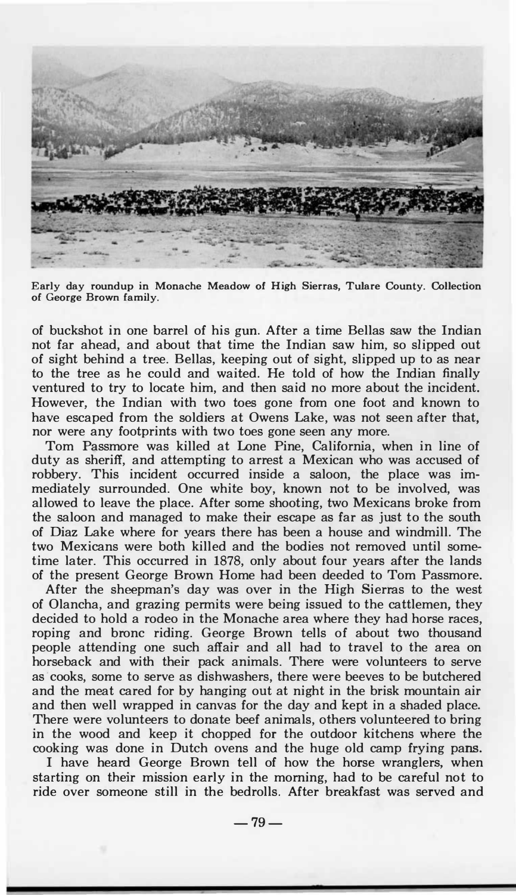Early day roundup in Monache Meadow of High Sierras, Tulare County. Collection of George Brown family.

of buckshot in one barrel of his gun. After a time Bellas saw the Indian not far ahead, and about that time the Indian saw him, so slipped out of sight behind a tree. Bellas, keeping out of sight, slipped up to as near to the tree as he could and waited. He told of how the Indian finally ventured to try to locate him, and then said no more about the incident. However, the Indian with two toes gone from one foot and known to have escaped from the soldiers at Owens Lake, was not seen after that, nor were any footprints with two toes gone seen any more.

Tom Passmore was killed at Lone Pine, California, when in line of duty as sheriff, and attempting to arrest a Mexican who was accused of robbery. This incident occurred inside a saloon, the place was immediately surrounded. One white boy, known not to be involved, was allowed to leave the place. After some shooting, two Mexicans broke from the saloon and managed to make their escape as far as just to the south of Diaz Lake where for years there has been a house and windmill. The two Mexicans were both killed and the bodies not removed until sometime later. This occurred in 1878, only about four years after the lands of the present George Brown Home had been deeded to Tom Passmore.

After the sheepman's day was over in the High Sierras to the west of Olancha, and grazing permits were being issued to the cattlemen, they decided to hold a rodeo in the Monache area where they had horse races, roping and bronc riding. George Brown tells of about two thousand people attending one such affair and all had to travel to the area on horseback and with their pack animals. There were volunteers to serve as cooks, some to serve as dishwashers, there were beeves to be butchered and the meat cared for by hanging out at night in the brisk mountain air and then well wrapped in canvas for the day and kept in a shaded place. There were volunteers to donate beef animals, others volunteered to bring in the wood and keep it chopped for the outdoor kitchens where the cooking was done in Dutch ovens and the huge old camp frying pans.

I have heard George Brown tell of how the horse wranglers, when starting on their mission early in the morning, had to be careful not to ride over someone still in the bedrolls. After breakfast was served and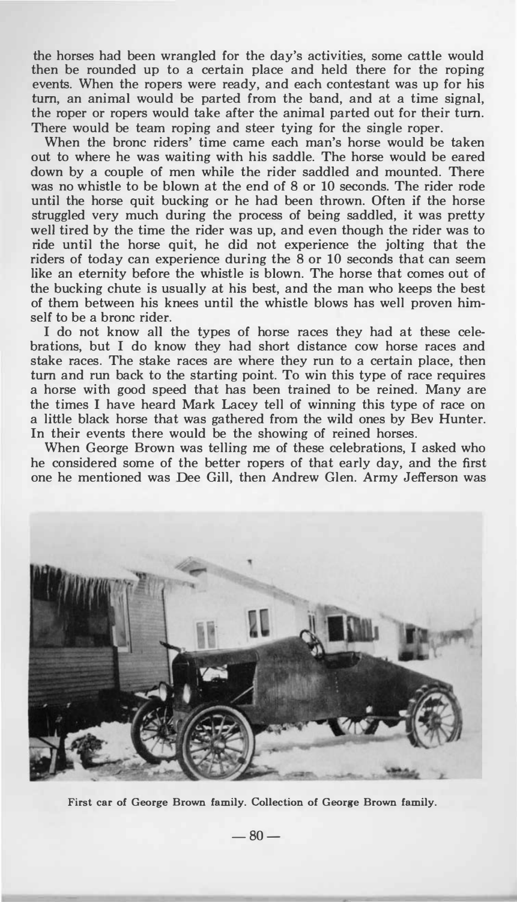the horses had been wrangled for the day's activities, some cattle would then be rounded up to a certain place and held there for the roping events. When the ropers were ready, and each contestant was up for his turn, an animal would be parted from the band, and at a time signal, the roper or ropers would take after the animal parted out for their turn. There would be team roping and steer tying for the single roper.

When the bronc riders' time came each man's horse would be taken out to where he was waiting with his saddle. The horse would be eared down by a couple of men while the rider saddled and mounted. There was no whistle to be blown at the end of 8 or 10 seconds. The rider rode until the horse quit bucking or he had been thrown. Often if the horse struggled very much during the process of being saddled, it was pretty well tired by the time the rider was up, and even though the rider was to ride until the horse quit, he did not experience the jolting that the riders of today can experience during the 8 or 10 seconds that can seem like an eternity before the whistle is blown. The horse that comes out of the bucking chute is usually at his best, and the man who keeps the best of them between his knees until the whistle blows has well proven himself to be a bronc rider.

I do not know all the types of horse races they had at these celebrations, but I do know they had short distance cow horse races and stake races. The stake races are where they run to a certain place, then turn and run back to the starting point. To win this type of race requires a horse with good speed that has been trained to be reined. Many are the times I have heard Mark Lacey tell of winning this type of race on a little black horse that was gathered from the wild ones by Bev Hunter. In their events there would be the showing of reined horses.

When George Brown was telling me of these celebrations, I asked who he considered some of the better ropers of that early day, and the first one he mentioned was Dee Gill, then Andrew Glen. Army Jefferson was

First car of George Brown family. Collection of George Brown family.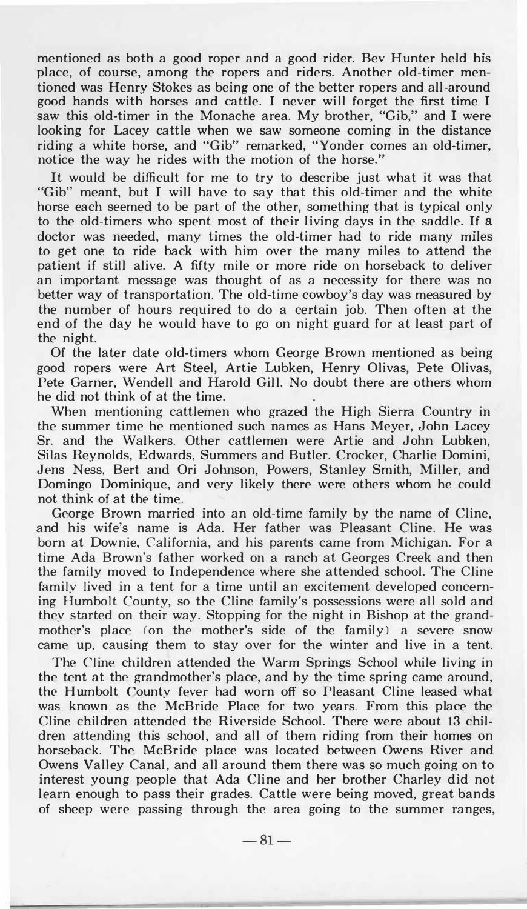mentioned as both a good roper and a good rider. Bev Hunter held his place, of course, among the ropers and riders. Another old-timer mentioned was Henry Stokes as being one of the better ropers and all-around good hands with horses and cattle. I never will forget the first time I saw this old-timer in the Monache area. My brother, "Gib," and I were looking for Lacey cattle when we saw someone coming in the distance riding a white horse, and "Gib" remarked, "Yonder comes an old-timer, notice the way he rides with the motion of the horse."

It would be difficult for me to try to describe just what it was that "Gib" meant, but I will have to say that this old-timer and the white horse each seemed to be part of the other, something that is typical only to the old-timers who spent most of their living days in the saddle. If a doctor was needed, many times the old-timer had to ride many miles to get one to ride back with him over the many miles to attend the patient if still alive. A fifty mile or more ride on horseback to deliver an important message was thought of as a necessity for there was no better way of transportation. The old-time cowboy's day was measured by the number of hours required to do a certain job. Then often at the end of the day he would have to go on night guard for at least part of the night.

Of the later date old-timers whom George Brown mentioned as being good ropers were Art Steel, Artie Lubken, Henry Olivas, Pete Olivas, Pete Garner, Wendell and Harold Gill. No doubt there are others whom he did not think of at the time.

When mentioning cattlemen who grazed the High Sierra Country in the summer time he mentioned such names as Hans Meyer, John Lacey Sr. and the Walkers. Other cattlemen were Artie and John Lubken, Silas Reynolds, Edwards, Summers and Butler. Crocker, Charlie Domini, Jens Ness, Bert and Ori Johnson, Powers, Stanley Smith, Miller, and Domingo Dominique, and very likely there were others whom he could not think of at the time.

George Brown married into an old-time family by the name of Cline, and his wife's name is Ada. Her father was Pleasant Cline. He was born at Downie, California, and his parents came from Michigan. For a time Ada Brown's father worked on a ranch at Georges Creek and then the family moved to Independence where she attended school. The Cline family lived in a tent for a time until an excitement developed concerning Humbolt County, so the Cline family's possessions were all sold and they started on their way. Stopping for the night in Bishop at the grandmother's place (on the mother's side of the family) a severe snow came up, causing them to stay over for the winter and live in a tent.

The Cline children attended the Warm Springs School while living in the tent at the grandmother's place, and by the time spring came around, the Humbolt County fever had worn off so Pleasant Cline leased what was known as the McBride Place for two years. From this place the Cline children attended the Riverside School. There were about 13 children attending this school, and all of them riding from their homes on horseback. The McBride place was located between Owens River and Owens Valley Canal, and all around them there was so much going on to interest young people that Ada Cline and her brother Charley did not learn enough to pass their grades. Cattle were being moved, great bands of sheep were passing through the area going to the summer ranges,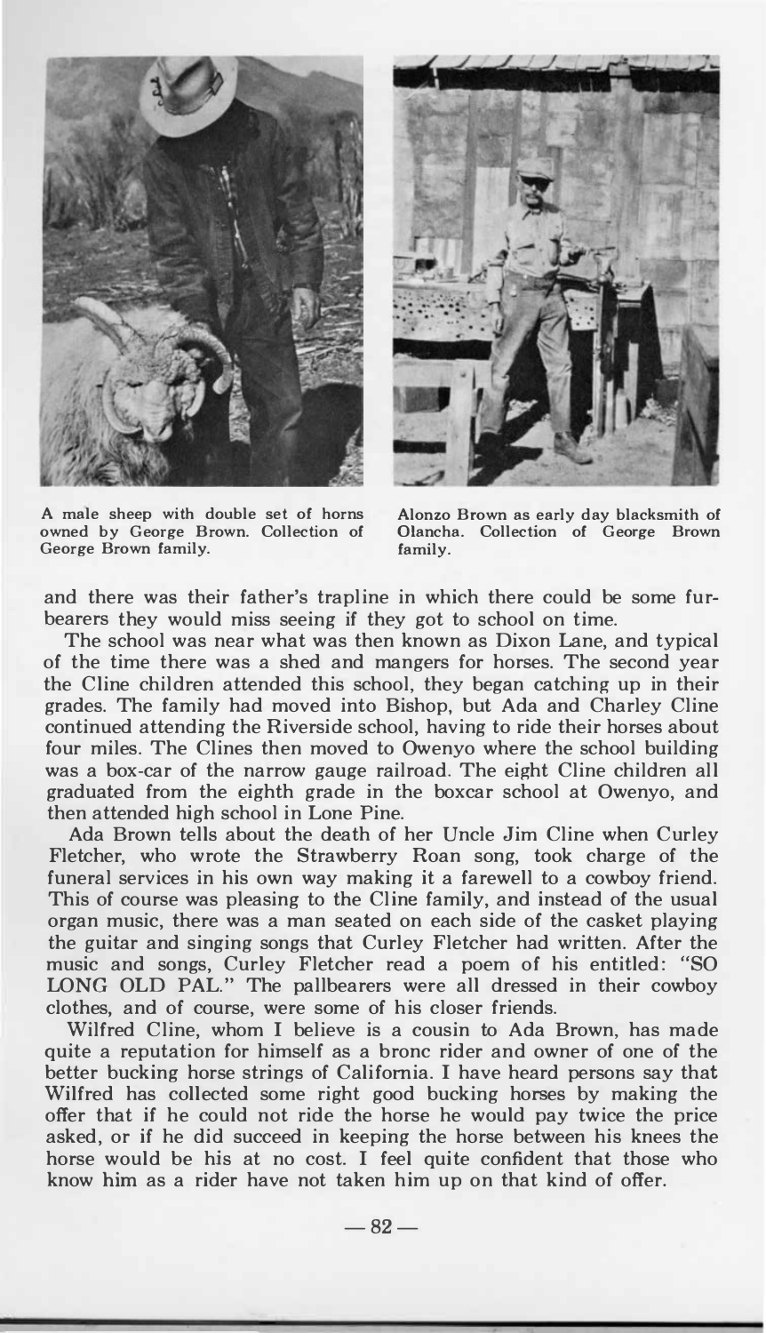A male sheep with double set of horns owned by George Brown. Collection of George Brown family.

Alonzo Brown as early day blacksmith of Olancha. Collection of George Brown family.

and there was their father's trapline in which there could be some fur-bearers they would miss seeing if they got to school on time.

The school was near what was then known as Dixon Lane, and typical of the time there was a shed and mangers for horses. The second year the Cline children attended this school, they began catching up in their grades. The family had moved into Bishop, but Ada and Charley Cline continued attending the Riverside school, having to ride their horses about four miles. The Clines then moved to Owenyo where the school building was a box-car of the narrow gauge railroad. The eight Cline children all graduated from the eighth grade in the boxcar school at Owenyo, and then attended high school in Lone Pine.

Ada Brown tells about the death of her Uncle Jim Cline when Curley Fletcher, who wrote the Strawberry Roan song, took charge of the funeral services in his own way making it a farewell to a cowboy friend. This of course was pleasing to the Cline family, and instead of the usual organ music, there was a man seated on each side of the casket playing the guitar and singing songs that Curley Fletcher had written. After the music and songs, Curley Fletcher read a poem of his entitled: "SO LONG OLD PAL." The pallbearers were all dressed in their cowboy clothes, and of course, were some of his closer friends.

Wilfred Cline, whom I believe is a cousin to Ada Brown, has made quite a reputation for himself as a bronc rider and owner of one of the better bucking horse strings of California. I have heard persons say that Wilfred has collected some right good bucking horses by making the offer that if he could not ride the horse he would pay twice the price asked, or if he did succeed in keeping the horse between his knees the horse would be his at no cost. I feel quite confident that those who know him as a rider have not taken him up on that kind of offer.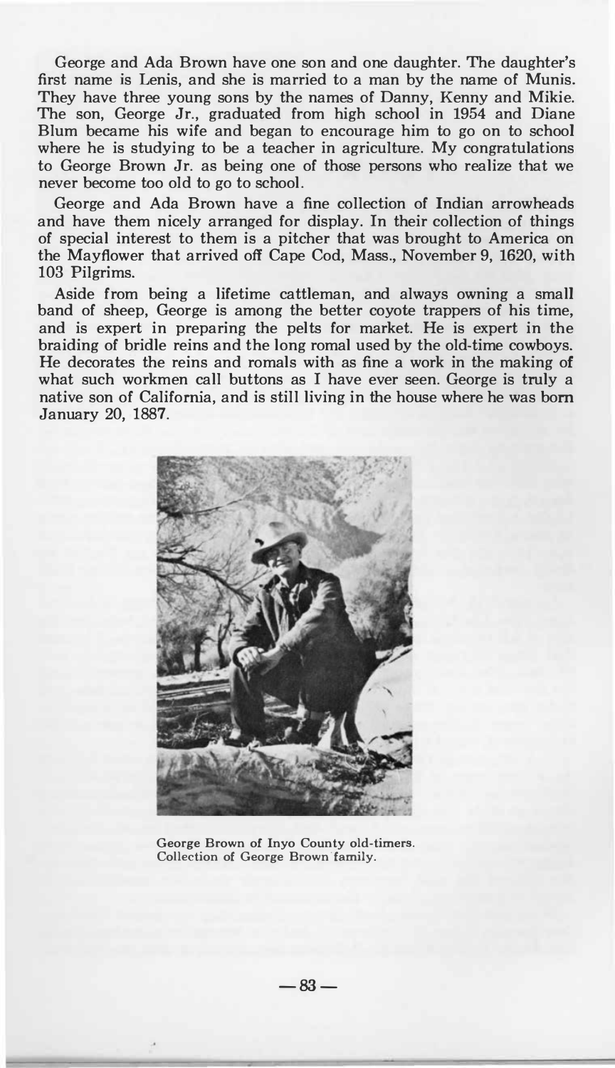George and Ada Brown have one son and one daughter. The daughter's first name is Lenis, and she is married to a man by the name of Munis. They have three young sons by the names of Danny, Kenny and Mikie. The son, George Jr., graduated from high school in 1954 and Diane Blum became his wife and began to encourage him to go on to school where he is studying to be a teacher in agriculture. My congratulations to George Brown Jr. as being one of those persons who realize that we never become too old to go to school.

George and Ada Brown have a fine collection of Indian arrowheads and have them nicely arranged for display. In their collection of things of special interest to them is a pitcher that was brought to America on the Mayflower that arrived off Cape Cod, Mass., November 9, 1620, with 103 Pilgrims.

Aside from being a lifetime cattleman, and always owning a small band of sheep, George is among the better coyote trappers of his time, and is expert in preparing the pelts for market. He is expert in the braiding of bridle reins and the long romal used by the old-time cowboys. He decorates the reins and romals with as fine a work in the making of what such workmen call buttons as I have ever seen. George is truly a native son of California, and is still living in the house where he was born January 20, 1887.

George Brown of Inyo County old-timers. Collection of George Brown family.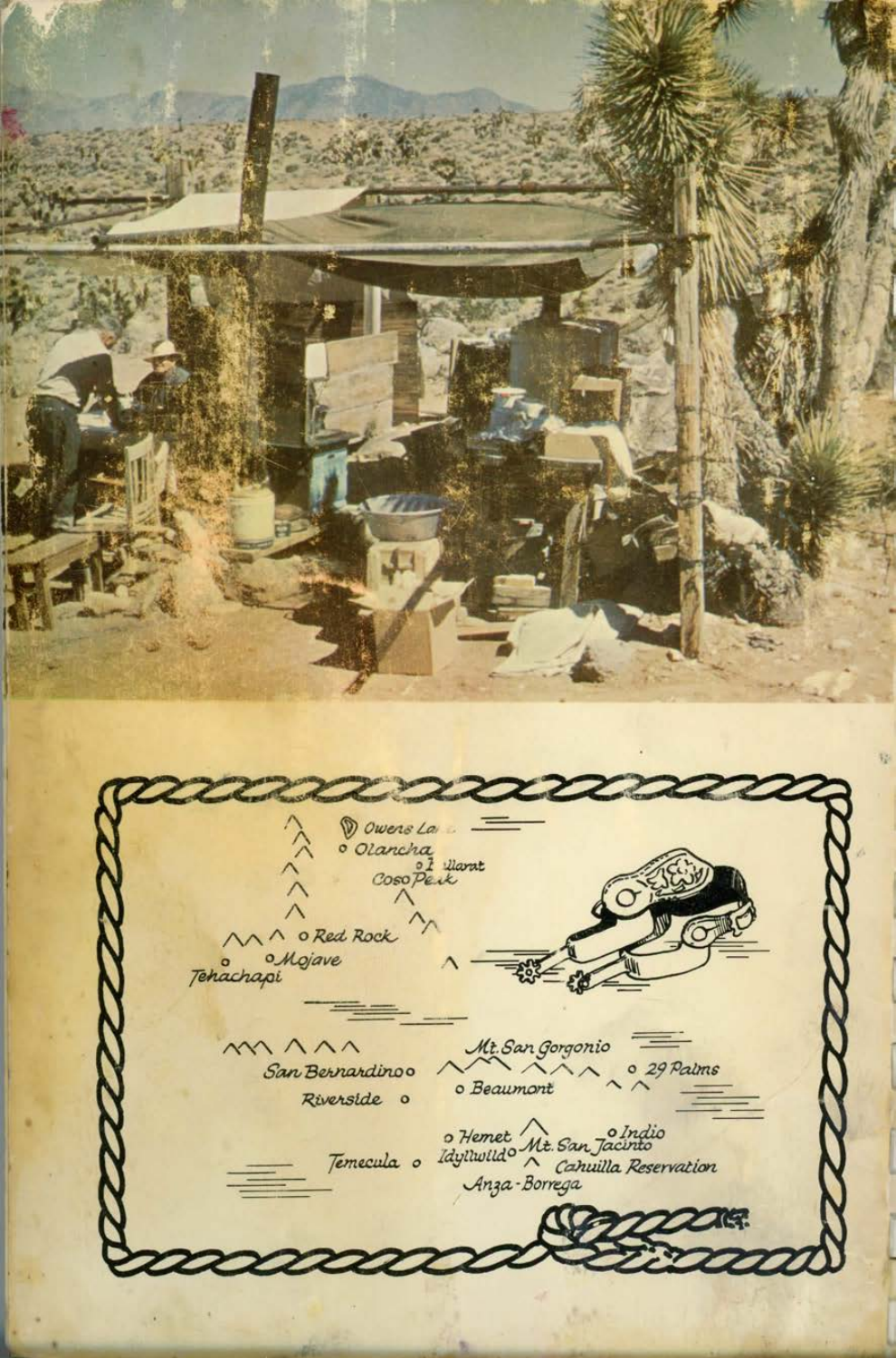Owens Lake

Olancha

Ballarat

Coso Peak

Red Rock

Mojave

Tehachapi

Mt. San Gorgonio

San Bernardino

29 Palms

Beaumont

Riverside

Hemet

Indio

Idyllwild

Mt. San Jacinto

Temecula

Cahuilla Reservation

Anza-Borrega